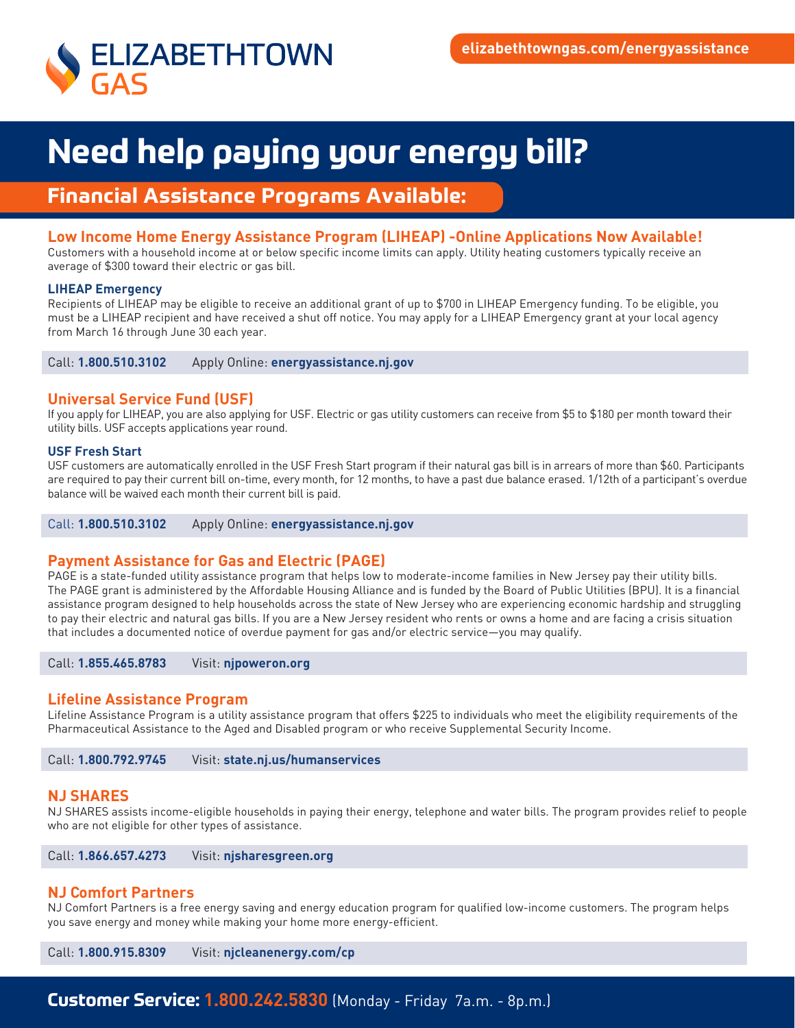ELIZABETHTOWN GAS

**elizabethtowngas.com/energyassistance**

# Need help paying your energy bill?

## Financial Assistance Programs Available:

### Low Income Home Energy Assistance Program (LIHEAP) -Online Applications Now Available!

Customers with a household income at or below specific income limits can apply. Utility heating customers typically receive an average of $300 toward their electric or gas bill.

#### LIHEAP Emergency

Recipients of LIHEAP may be eligible to receive an additional grant of up to $700 in LIHEAP Emergency funding. To be eligible, you must be a LIHEAP recipient and have received a shut off notice. You may apply for a LIHEAP Emergency grant at your local agency from March 16 through June 30 each year.

Call: **1.800.510.3102** Apply Online: **energyassistance.nj.gov**

### Universal Service Fund (USF)

If you apply for LIHEAP, you are also applying for USF. Electric or gas utility customers can receive from $5 to $180 per month toward their utility bills. USF accepts applications year round.

#### USF Fresh Start

USF customers are automatically enrolled in the USF Fresh Start program if their natural gas bill is in arrears of more than $60. Participants are required to pay their current bill on-time, every month, for 12 months, to have a past due balance erased. 1/12th of a participant's overdue balance will be waived each month their current bill is paid.

Call: **1.800.510.3102** Apply Online: **energyassistance.nj.gov**

### Payment Assistance for Gas and Electric (PAGE)

PAGE is a state-funded utility assistance program that helps low to moderate-income families in New Jersey pay their utility bills. The PAGE grant is administered by the Affordable Housing Alliance and is funded by the Board of Public Utilities (BPU). It is a financial assistance program designed to help households across the state of New Jersey who are experiencing economic hardship and struggling to pay their electric and natural gas bills. If you are a New Jersey resident who rents or owns a home and are facing a crisis situation that includes a documented notice of overdue payment for gas and/or electric service—you may qualify.

Call: **1.855.465.8783** Visit: **njpoweron.org**

### Lifeline Assistance Program

Lifeline Assistance Program is a utility assistance program that offers $225 to individuals who meet the eligibility requirements of the Pharmaceutical Assistance to the Aged and Disabled program or who receive Supplemental Security Income.

Call: **1.800.792.9745** Visit: **state.nj.us/humanservices**

### NJ SHARES

NJ SHARES assists income-eligible households in paying their energy, telephone and water bills. The program provides relief to people who are not eligible for other types of assistance.

Call: **1.866.657.4273** Visit: **njsharesgreen.org**

### NJ Comfort Partners

NJ Comfort Partners is a free energy saving and energy education program for qualified low-income customers. The program helps you save energy and money while making your home more energy-efficient.

Call: **1.800.915.8309** Visit: **njcleanenergy.com/cp**

**Customer Service: 1.800.242.5830** (Monday - Friday 7a.m. - 8p.m.)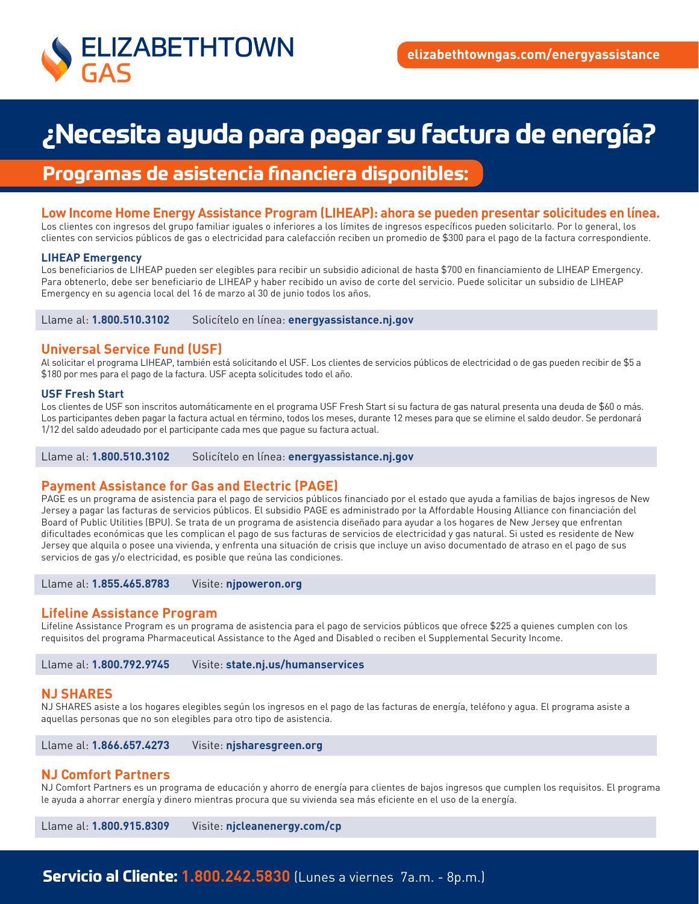ELIZABETHTOWN GAS

elizabethtowngas.com/energyassistance

# ¿Necesita ayuda para pagar su factura de energía?

## Programas de asistencia financiera disponibles:

### Low Income Home Energy Assistance Program (LIHEAP): ahora se pueden presentar solicitudes en línea.

Los clientes con ingresos del grupo familiar iguales o inferiores a los límites de ingresos específicos pueden solicitarlo. Por lo general, los clientes con servicios públicos de gas o electricidad para calefacción reciben un promedio de $300 para el pago de la factura correspondiente.

#### LIHEAP Emergency

Los beneficiarios de LIHEAP pueden ser elegibles para recibir un subsidio adicional de hasta $700 en financiamiento de LIHEAP Emergency. Para obtenerlo, debe ser beneficiario de LIHEAP y haber recibido un aviso de corte del servicio. Puede solicitar un subsidio de LIHEAP Emergency en su agencia local del 16 de marzo al 30 de junio todos los años.

Llame al: **1.800.510.3102** Solicítelo en línea: **energyassistance.nj.gov**

### Universal Service Fund (USF)

Al solicitar el programa LIHEAP, también está solicitando el USF. Los clientes de servicios públicos de electricidad o de gas pueden recibir de $5 a $180 por mes para el pago de la factura. USF acepta solicitudes todo el año.

#### USF Fresh Start

Los clientes de USF son inscritos automáticamente en el programa USF Fresh Start si su factura de gas natural presenta una deuda de $60 o más. Los participantes deben pagar la factura actual en término, todos los meses, durante 12 meses para que se elimine el saldo deudor. Se perdonará 1/12 del saldo adeudado por el participante cada mes que pague su factura actual.

Llame al: **1.800.510.3102** Solicítelo en línea: **energyassistance.nj.gov**

### Payment Assistance for Gas and Electric (PAGE)

PAGE es un programa de asistencia para el pago de servicios públicos financiado por el estado que ayuda a familias de bajos ingresos de New Jersey a pagar las facturas de servicios públicos. El subsidio PAGE es administrado por la Affordable Housing Alliance con financiación del Board of Public Utilities (BPU). Se trata de un programa de asistencia diseñado para ayudar a los hogares de New Jersey que enfrentan dificultades económicas que les complican el pago de sus facturas de servicios de electricidad y gas natural. Si usted es residente de New Jersey que alquila o posee una vivienda, y enfrenta una situación de crisis que incluye un aviso documentado de atraso en el pago de sus servicios de gas y/o electricidad, es posible que reúna las condiciones.

Llame al: **1.855.465.8783** Visite: **njpoweron.org**

### Lifeline Assistance Program

Lifeline Assistance Program es un programa de asistencia para el pago de servicios públicos que ofrece $225 a quienes cumplen con los requisitos del programa Pharmaceutical Assistance to the Aged and Disabled o reciben el Supplemental Security Income.

Llame al: **1.800.792.9745** Visite: **state.nj.us/humanservices**

### NJ SHARES

NJ SHARES asiste a los hogares elegibles según los ingresos en el pago de las facturas de energía, teléfono y agua. El programa asiste a aquellas personas que no son elegibles para otro tipo de asistencia.

Llame al: **1.866.657.4273** Visite: **njsharesgreen.org**

### NJ Comfort Partners

NJ Comfort Partners es un programa de educación y ahorro de energía para clientes de bajos ingresos que cumplen los requisitos. El programa le ayuda a ahorrar energía y dinero mientras procura que su vivienda sea más eficiente en el uso de la energía.

Llame al: **1.800.915.8309** Visite: **njcleanenergy.com/cp**

**Servicio al Cliente: 1.800.242.5830** (Lunes a viernes 7a.m. - 8p.m.)